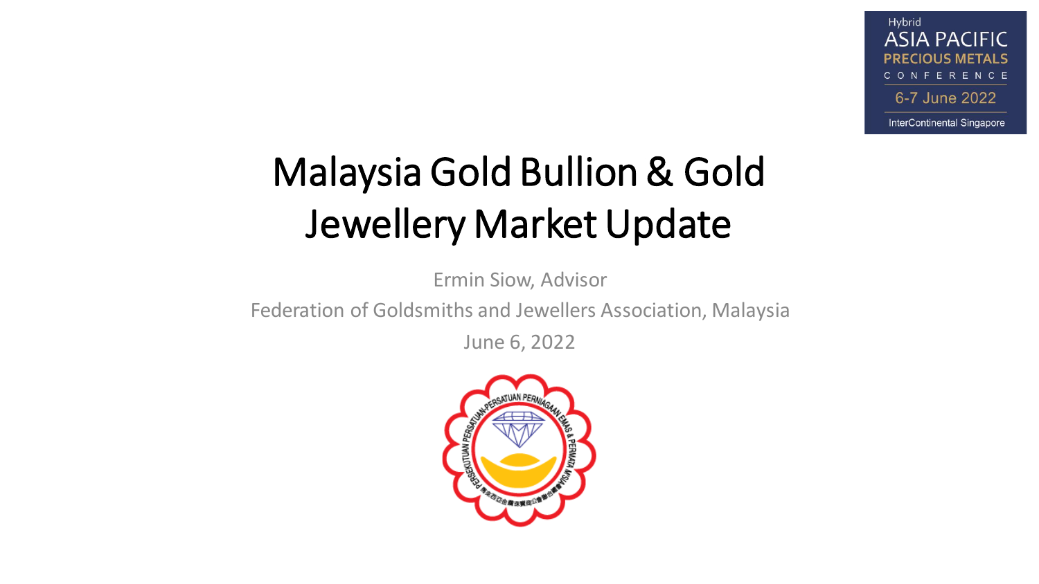Hybrid
ASIA PACIFIC
PRECIOUS METALS
CONFERENCE
6-7 June 2022
InterContinental Singapore

# Malaysia Gold Bullion & Gold Jewellery Market Update

Ermin Siow, Advisor

Federation of Goldsmiths and Jewellers Association, Malaysia

June 6, 2022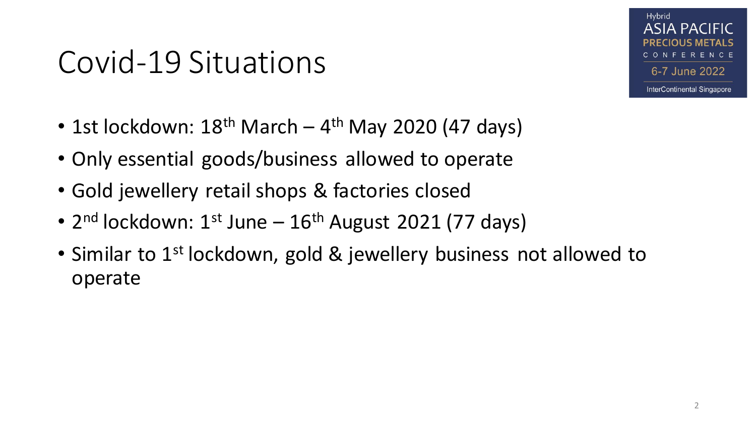# Covid-19 Situations

- 1st lockdown: 18th March – 4th May 2020 (47 days)
- Only essential goods/business allowed to operate
- Gold jewellery retail shops & factories closed
- 2nd lockdown: 1st June – 16th August 2021 (77 days)
- Similar to 1st lockdown, gold & jewellery business not allowed to operate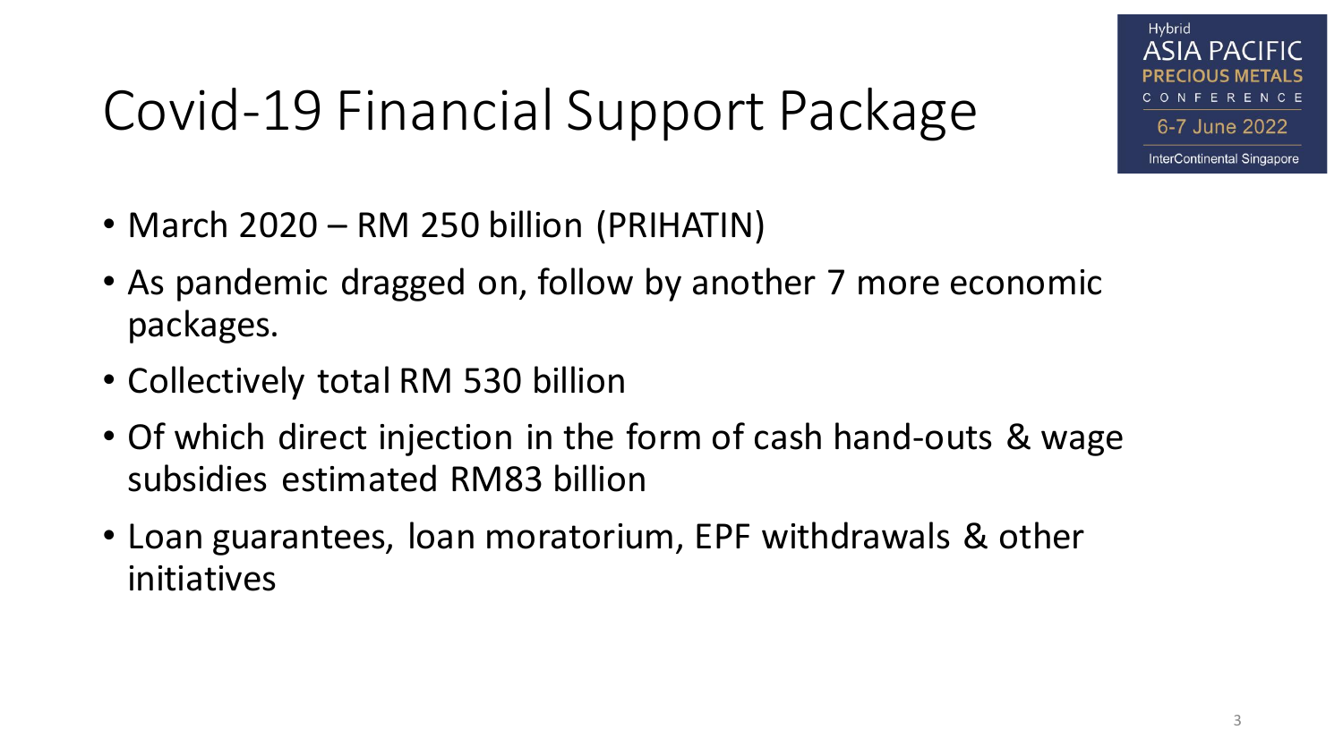# Covid-19 Financial Support Package

- March 2020 – RM 250 billion (PRIHATIN)
- As pandemic dragged on, follow by another 7 more economic packages.
- Collectively total RM 530 billion
- Of which direct injection in the form of cash hand-outs & wage subsidies estimated RM83 billion
- Loan guarantees, loan moratorium, EPF withdrawals & other initiatives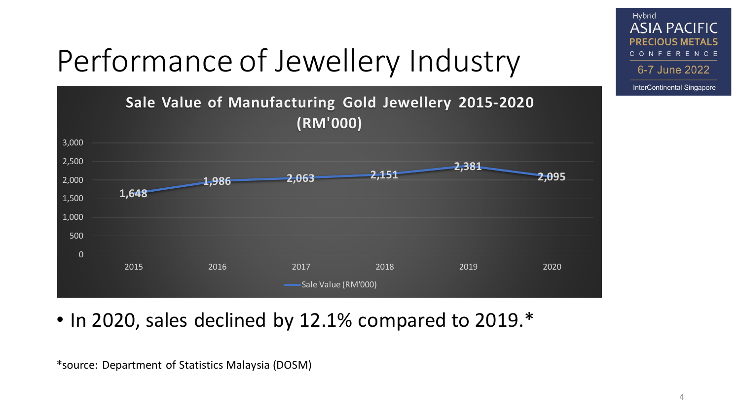# Performance of Jewellery Industry

Sale Value of Manufacturing Gold Jewellery 2015-2020 (RM'000)

| Year | Sale Value (RM'000) |
|---|---|
| 2015 | 1,648 |
| 2016 | 1,986 |
| 2017 | 2,063 |
| 2018 | 2,151 |
| 2019 | 2,381 |
| 2020 | 2,095 |

- In 2020, sales declined by 12.1% compared to 2019.*

*source: Department of Statistics Malaysia (DOSM)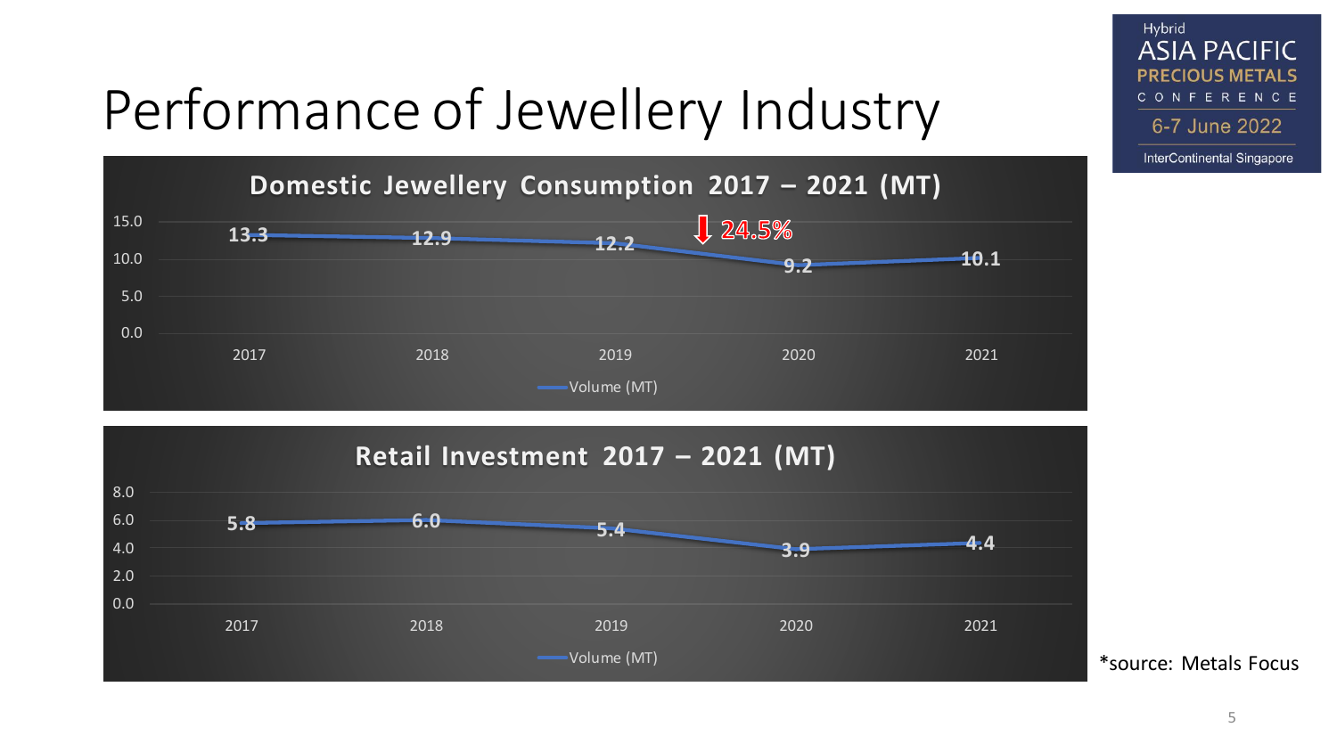# Performance of Jewellery Industry

**Domestic Jewellery Consumption 2017 – 2021 (MT)**

| Year | Volume (MT) |
|---|---|
| 2017 | 13.3 |
| 2018 | 12.9 |
| 2019 | 12.2 |
| 2020 | 9.2 |
| 2021 | 10.1 |

↓ 24.5%

**Retail Investment 2017 – 2021 (MT)**

| Year | Volume (MT) |
|---|---|
| 2017 | 5.8 |
| 2018 | 6.0 |
| 2019 | 5.4 |
| 2020 | 3.9 |
| 2021 | 4.4 |

*source: Metals Focus

Hybrid ASIA PACIFIC PRECIOUS METALS CONFERENCE 6-7 June 2022 InterContinental Singapore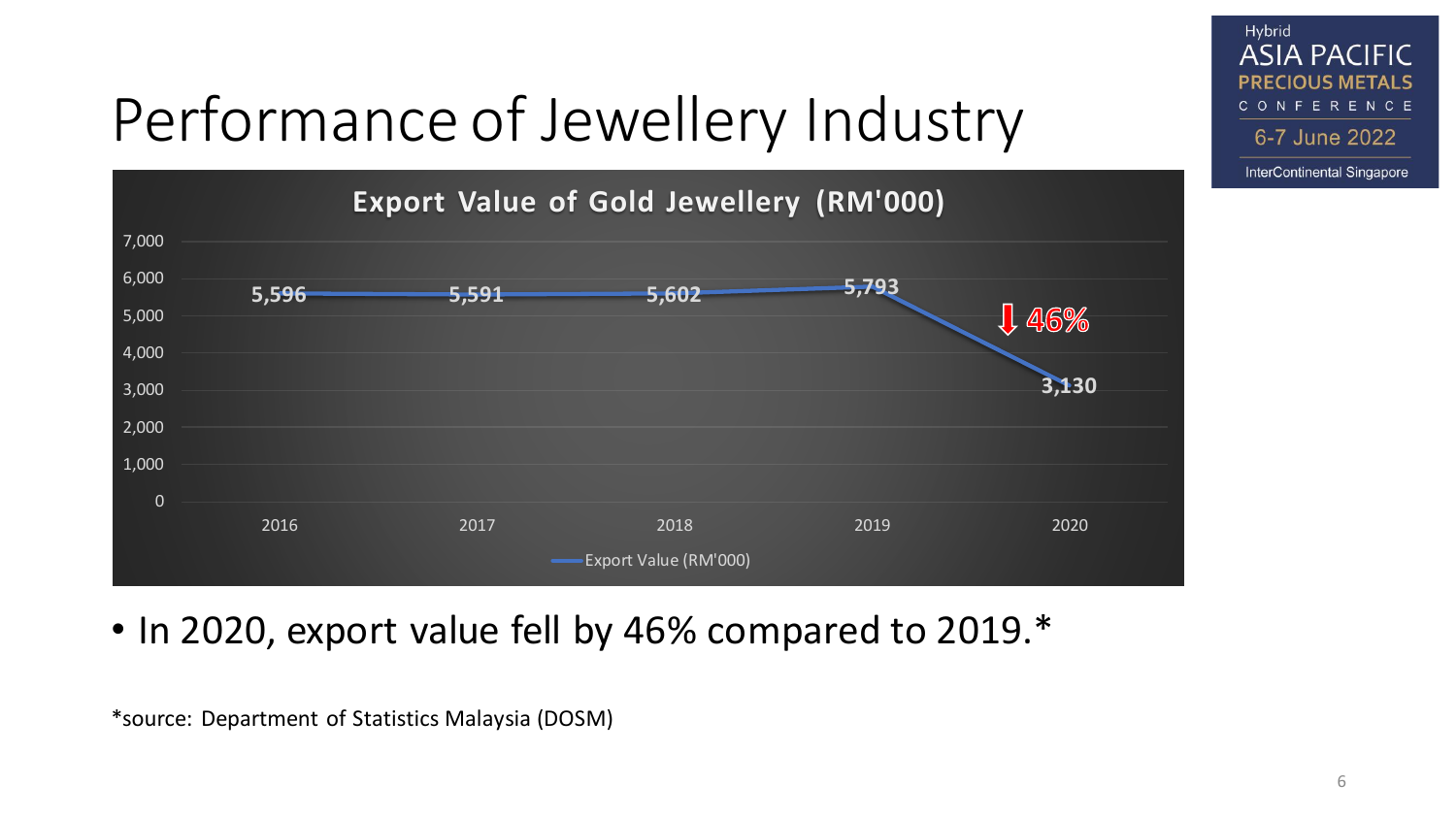# Performance of Jewellery Industry

**Export Value of Gold Jewellery (RM'000)**

| Year | Export Value (RM'000) |
|---|---|
| 2016 | 5,596 |
| 2017 | 5,591 |
| 2018 | 5,602 |
| 2019 | 5,793 |
| 2020 | 3,130 |

↓ 46%

- In 2020, export value fell by 46% compared to 2019.*

*source: Department of Statistics Malaysia (DOSM)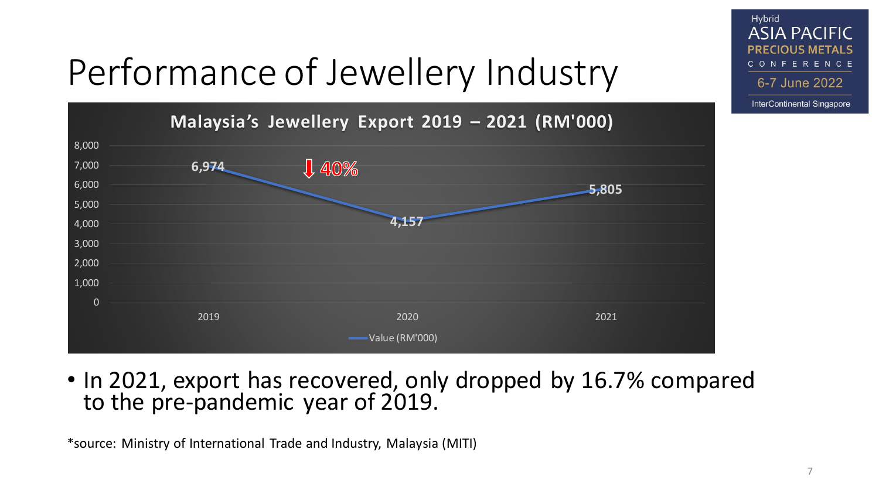# Performance of Jewellery Industry

**Malaysia's Jewellery Export 2019 – 2021 (RM'000)**

| Year | Value (RM'000) |
| --- | --- |
| 2019 | 6,974 |
| 2020 | 4,157 |
| 2021 | 5,805 |

↓ 40%

- In 2021, export has recovered, only dropped by 16.7% compared to the pre-pandemic year of 2019.

*source: Ministry of International Trade and Industry, Malaysia (MITI)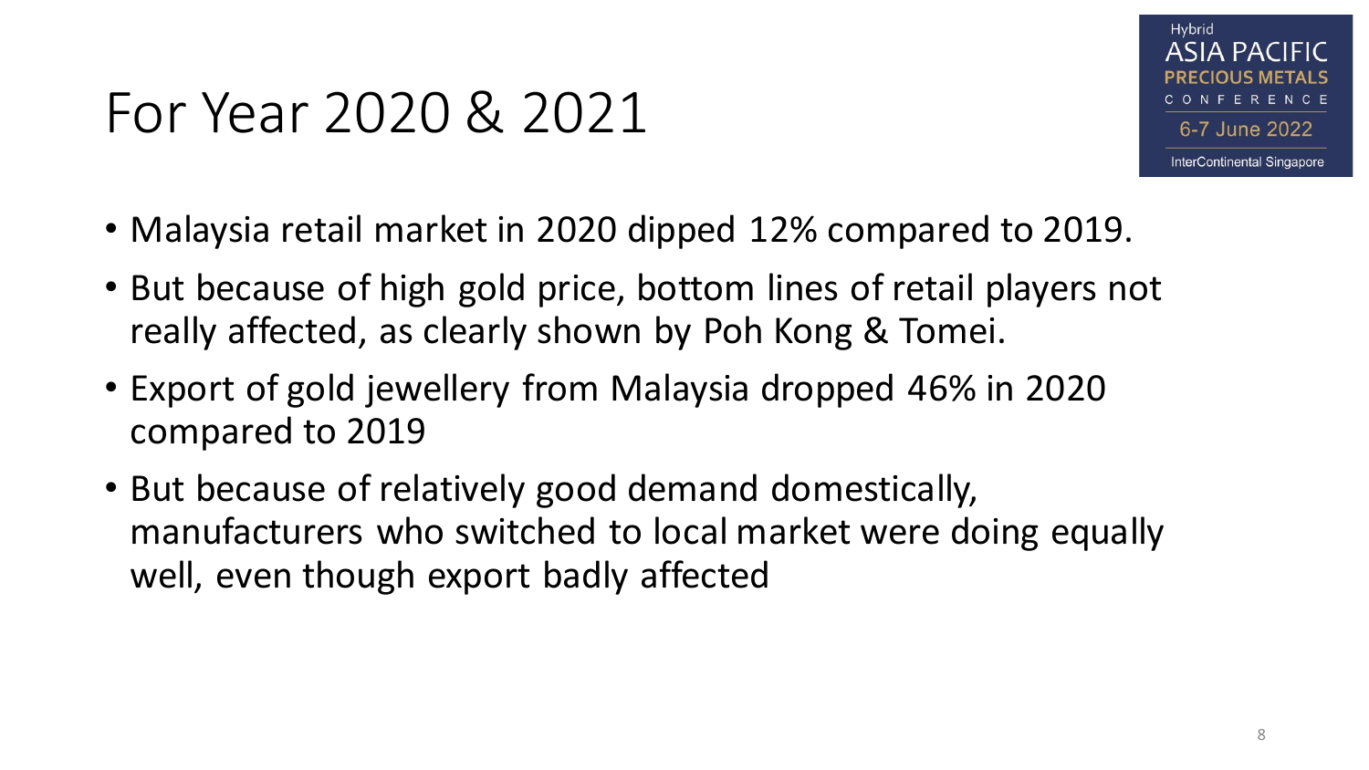# For Year 2020 & 2021

- Malaysia retail market in 2020 dipped 12% compared to 2019.
- But because of high gold price, bottom lines of retail players not really affected, as clearly shown by Poh Kong & Tomei.
- Export of gold jewellery from Malaysia dropped 46% in 2020 compared to 2019
- But because of relatively good demand domestically, manufacturers who switched to local market were doing equally well, even though export badly affected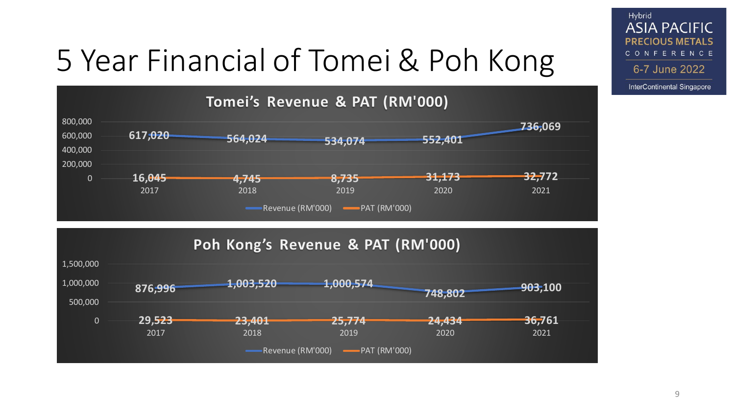# 5 Year Financial of Tomei & Poh Kong

### Tomei's Revenue & PAT (RM'000)

| Year | Revenue (RM'000) | PAT (RM'000) |
| --- | --- | --- |
| 2017 | 617,020 | 16,045 |
| 2018 | 564,024 | 4,745 |
| 2019 | 534,074 | 8,735 |
| 2020 | 552,401 | 31,173 |
| 2021 | 736,069 | 32,772 |

### Poh Kong's Revenue & PAT (RM'000)

| Year | Revenue (RM'000) | PAT (RM'000) |
| --- | --- | --- |
| 2017 | 876,996 | 29,523 |
| 2018 | 1,003,520 | 23,401 |
| 2019 | 1,000,574 | 25,774 |
| 2020 | 748,802 | 24,434 |
| 2021 | 903,100 | 36,761 |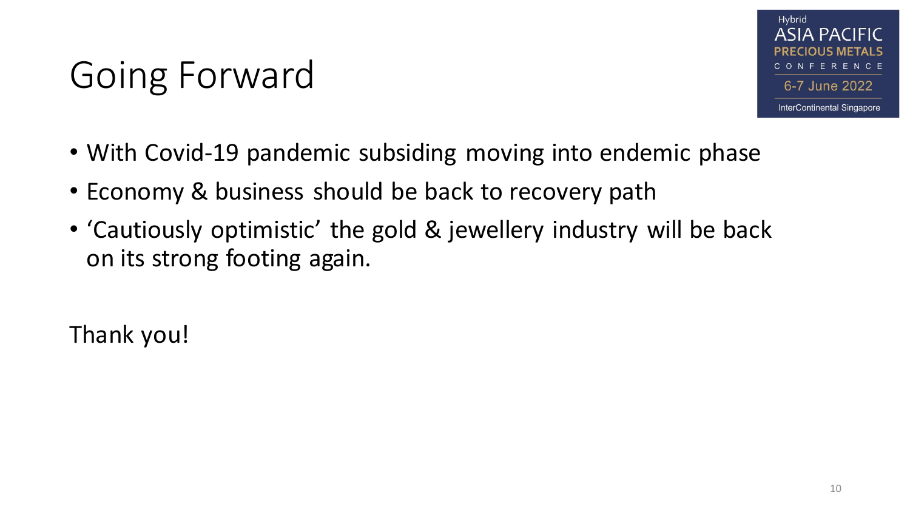# Going Forward

- With Covid-19 pandemic subsiding moving into endemic phase
- Economy & business should be back to recovery path
- 'Cautiously optimistic' the gold & jewellery industry will be back on its strong footing again.

Thank you!